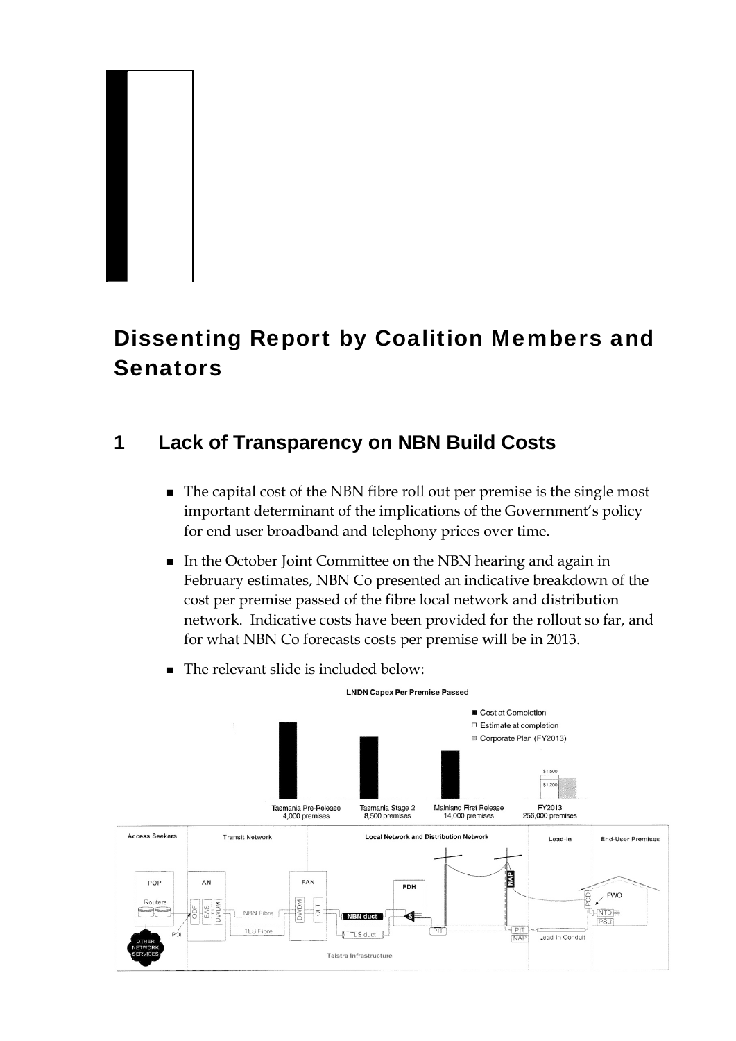# Dissenting Report by Coalition Members and Senators

## 1 Lack of Transparency on NBN Build Costs

- The capital cost of the NBN fibre roll out per premise is the single most important determinant of the implications of the Government's policy for end user broadband and telephony prices over time.
- In the October Joint Committee on the NBN hearing and again in February estimates, NBN Co presented an indicative breakdown of the cost per premise passed of the fibre local network and distribution network. Indicative costs have been provided for the rollout so far, and for what NBN Co forecasts costs per premise will be in 2013.
- The relevant slide is included below:

LNDN Capex Per Premise Passed

■ Cost at Completion
□ Estimate at completion
▒ Corporate Plan (FY2013)

Tasmania Pre-Release 4,000 premises | Tasmania Stage 2 8,500 premises | Mainland First Release 14,000 premises | FY2013 256,000 premises

$1,500
$1,200

Access Seekers | Transit Network | Local Network and Distribution Network | Lead-in | End-User Premises

POP, Routers, POI, OTHER NETWORK SERVICES, AN, ODF, EAS, DWDM, NBN Fibre, TLS Fibre, FAN, DWDM, OLT, NBN duct, TLS duct, FDH, PIT, NAP, PIT, NAP, Lead-In Conduit, PCD, FWO, NTD, PSU, Telstra Infrastructure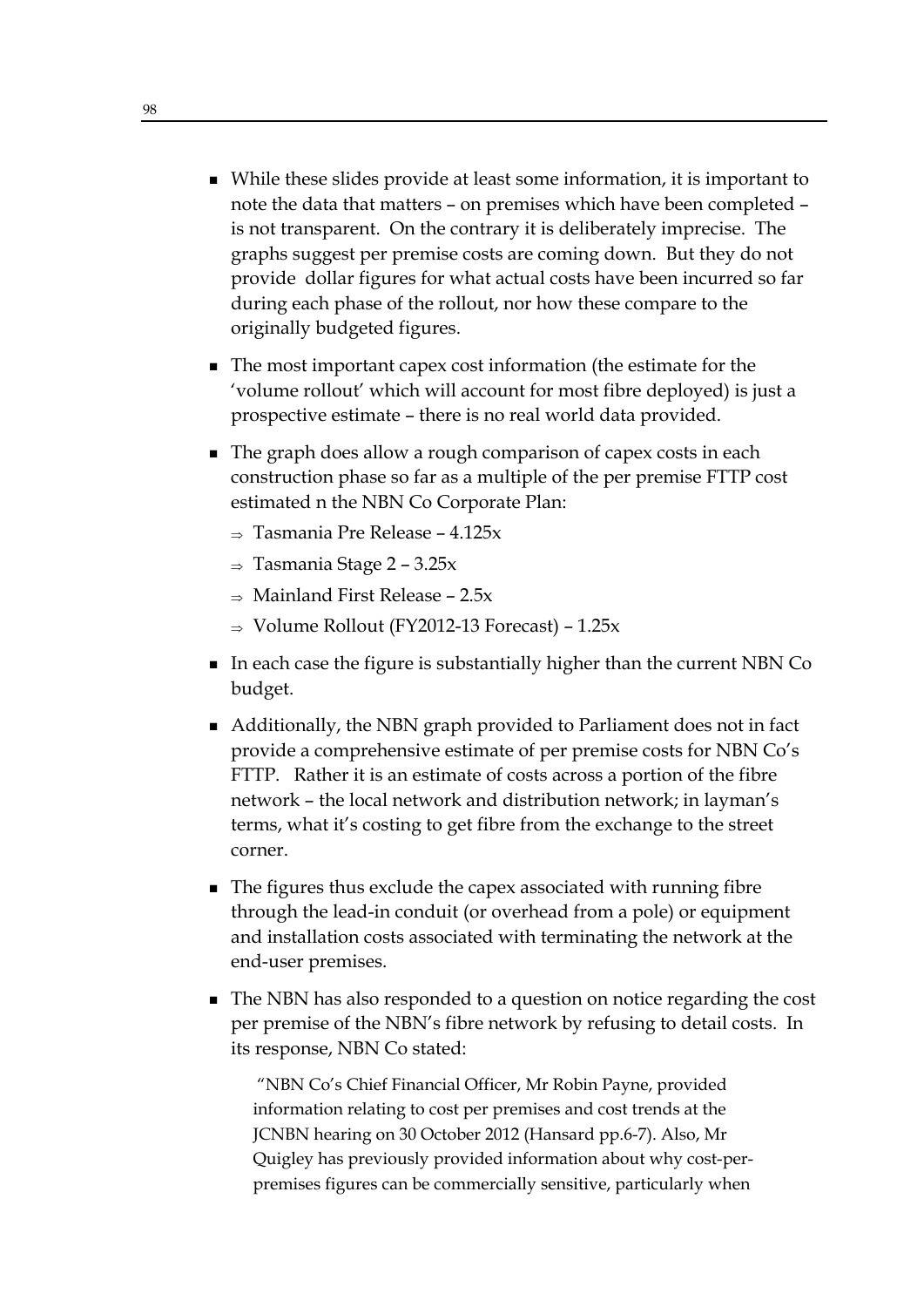- While these slides provide at least some information, it is important to note the data that matters – on premises which have been completed – is not transparent. On the contrary it is deliberately imprecise. The graphs suggest per premise costs are coming down. But they do not provide dollar figures for what actual costs have been incurred so far during each phase of the rollout, nor how these compare to the originally budgeted figures.
- The most important capex cost information (the estimate for the 'volume rollout' which will account for most fibre deployed) is just a prospective estimate – there is no real world data provided.
- The graph does allow a rough comparison of capex costs in each construction phase so far as a multiple of the per premise FTTP cost estimated n the NBN Co Corporate Plan:
  - ⇒ Tasmania Pre Release – 4.125x
  - ⇒ Tasmania Stage 2 – 3.25x
  - ⇒ Mainland First Release – 2.5x
  - ⇒ Volume Rollout (FY2012-13 Forecast) – 1.25x
- In each case the figure is substantially higher than the current NBN Co budget.
- Additionally, the NBN graph provided to Parliament does not in fact provide a comprehensive estimate of per premise costs for NBN Co's FTTP. Rather it is an estimate of costs across a portion of the fibre network – the local network and distribution network; in layman's terms, what it's costing to get fibre from the exchange to the street corner.
- The figures thus exclude the capex associated with running fibre through the lead-in conduit (or overhead from a pole) or equipment and installation costs associated with terminating the network at the end-user premises.
- The NBN has also responded to a question on notice regarding the cost per premise of the NBN's fibre network by refusing to detail costs. In its response, NBN Co stated:

  "NBN Co's Chief Financial Officer, Mr Robin Payne, provided information relating to cost per premises and cost trends at the JCNBN hearing on 30 October 2012 (Hansard pp.6-7). Also, Mr Quigley has previously provided information about why cost-per-premises figures can be commercially sensitive, particularly when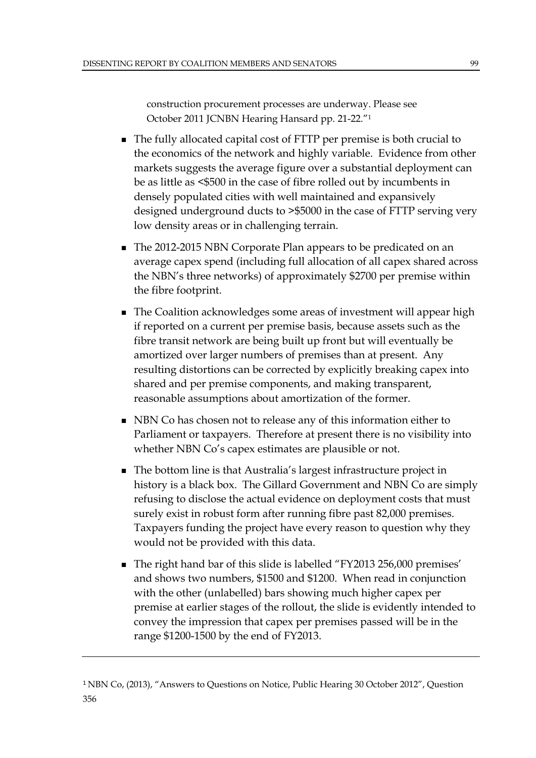construction procurement processes are underway. Please see October 2011 JCNBN Hearing Hansard pp. 21-22."[1]

- The fully allocated capital cost of FTTP per premise is both crucial to the economics of the network and highly variable. Evidence from other markets suggests the average figure over a substantial deployment can be as little as <\$500 in the case of fibre rolled out by incumbents in densely populated cities with well maintained and expansively designed underground ducts to >\$5000 in the case of FTTP serving very low density areas or in challenging terrain.
- The 2012-2015 NBN Corporate Plan appears to be predicated on an average capex spend (including full allocation of all capex shared across the NBN's three networks) of approximately \$2700 per premise within the fibre footprint.
- The Coalition acknowledges some areas of investment will appear high if reported on a current per premise basis, because assets such as the fibre transit network are being built up front but will eventually be amortized over larger numbers of premises than at present. Any resulting distortions can be corrected by explicitly breaking capex into shared and per premise components, and making transparent, reasonable assumptions about amortization of the former.
- NBN Co has chosen not to release any of this information either to Parliament or taxpayers. Therefore at present there is no visibility into whether NBN Co's capex estimates are plausible or not.
- The bottom line is that Australia's largest infrastructure project in history is a black box. The Gillard Government and NBN Co are simply refusing to disclose the actual evidence on deployment costs that must surely exist in robust form after running fibre past 82,000 premises. Taxpayers funding the project have every reason to question why they would not be provided with this data.
- The right hand bar of this slide is labelled "FY2013 256,000 premises' and shows two numbers, \$1500 and \$1200. When read in conjunction with the other (unlabelled) bars showing much higher capex per premise at earlier stages of the rollout, the slide is evidently intended to convey the impression that capex per premises passed will be in the range \$1200-1500 by the end of FY2013.

[1] NBN Co, (2013), "Answers to Questions on Notice, Public Hearing 30 October 2012", Question 356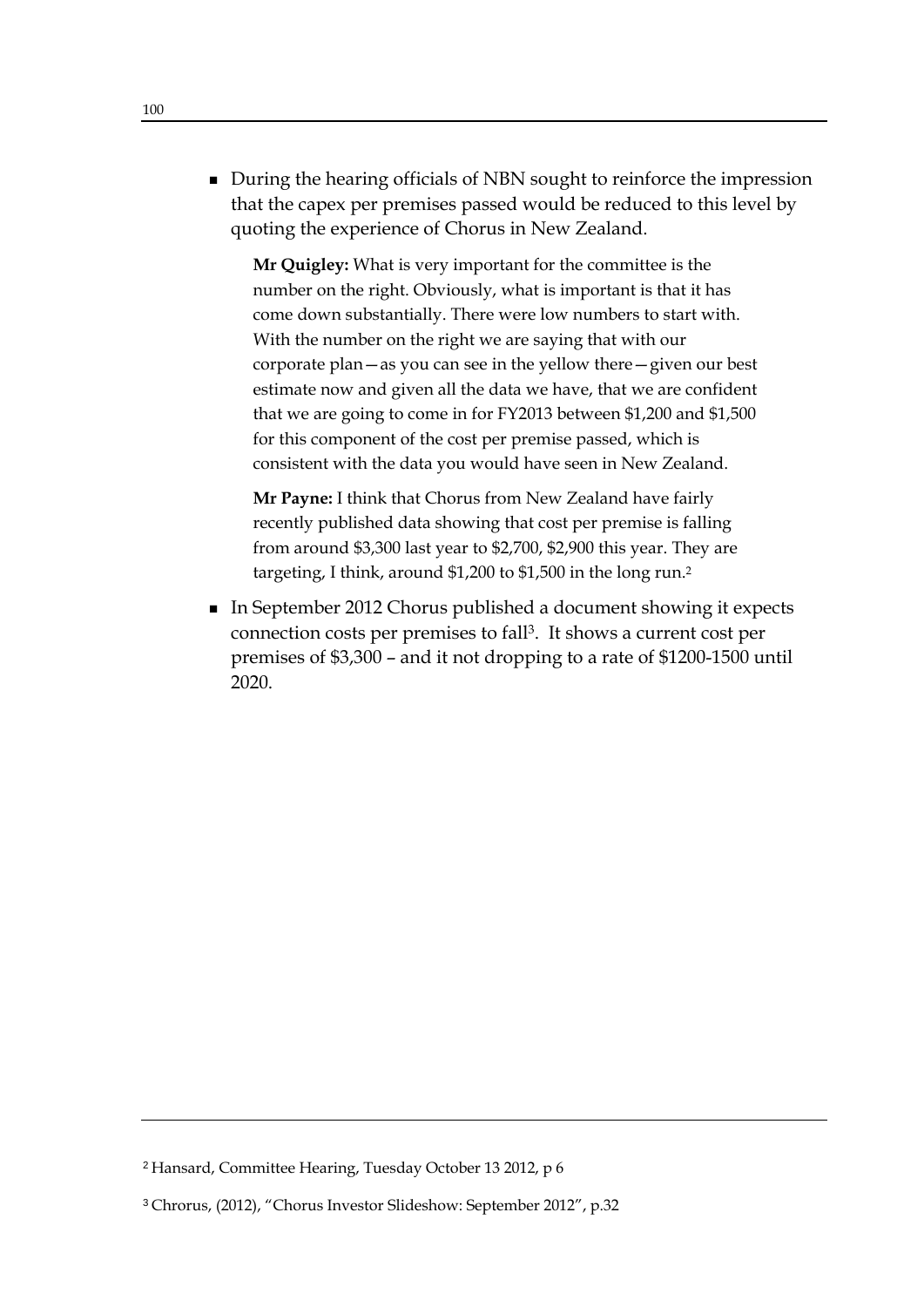- During the hearing officials of NBN sought to reinforce the impression that the capex per premises passed would be reduced to this level by quoting the experience of Chorus in New Zealand.

  > **Mr Quigley:** What is very important for the committee is the number on the right. Obviously, what is important is that it has come down substantially. There were low numbers to start with. With the number on the right we are saying that with our corporate plan—as you can see in the yellow there—given our best estimate now and given all the data we have, that we are confident that we are going to come in for FY2013 between $1,200 and $1,500 for this component of the cost per premise passed, which is consistent with the data you would have seen in New Zealand.
  >
  > **Mr Payne:** I think that Chorus from New Zealand have fairly recently published data showing that cost per premise is falling from around $3,300 last year to $2,700, $2,900 this year. They are targeting, I think, around $1,200 to $1,500 in the long run.[2]

- In September 2012 Chorus published a document showing it expects connection costs per premises to fall[3]. It shows a current cost per premises of $3,300 – and it not dropping to a rate of $1200-1500 until 2020.

---

[2] Hansard, Committee Hearing, Tuesday October 13 2012, p 6

[3] Chrorus, (2012), "Chorus Investor Slideshow: September 2012", p.32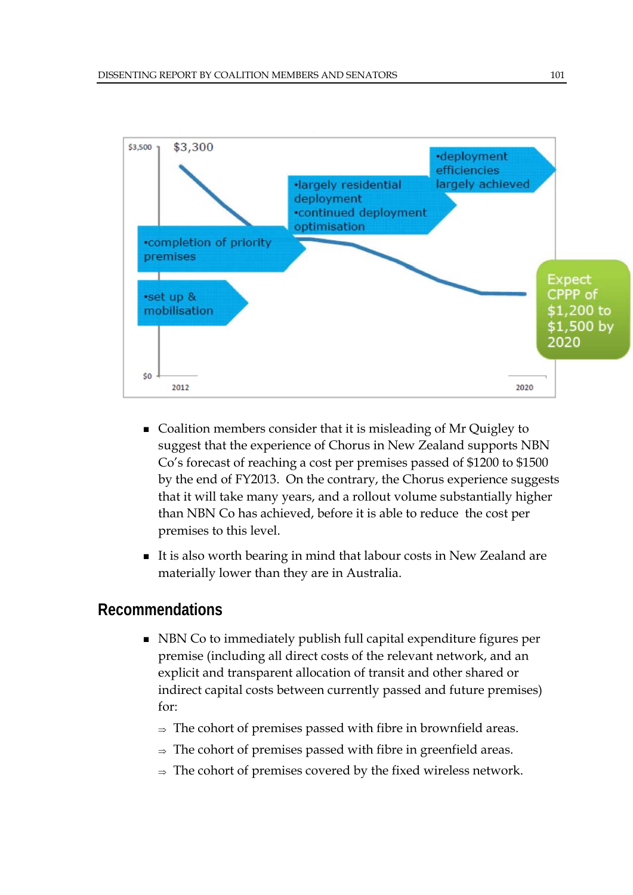$3,500

$3,300

•completion of priority premises

•set up & mobilisation

•largely residential deployment
•continued deployment optimisation

•deployment efficiencies largely achieved

Expect CPPP of $1,200 to $1,500 by 2020

$0

2012

2020

- Coalition members consider that it is misleading of Mr Quigley to suggest that the experience of Chorus in New Zealand supports NBN Co's forecast of reaching a cost per premises passed of $1200 to $1500 by the end of FY2013. On the contrary, the Chorus experience suggests that it will take many years, and a rollout volume substantially higher than NBN Co has achieved, before it is able to reduce the cost per premises to this level.
- It is also worth bearing in mind that labour costs in New Zealand are materially lower than they are in Australia.

## Recommendations

- NBN Co to immediately publish full capital expenditure figures per premise (including all direct costs of the relevant network, and an explicit and transparent allocation of transit and other shared or indirect capital costs between currently passed and future premises) for:
  - ⇒ The cohort of premises passed with fibre in brownfield areas.
  - ⇒ The cohort of premises passed with fibre in greenfield areas.
  - ⇒ The cohort of premises covered by the fixed wireless network.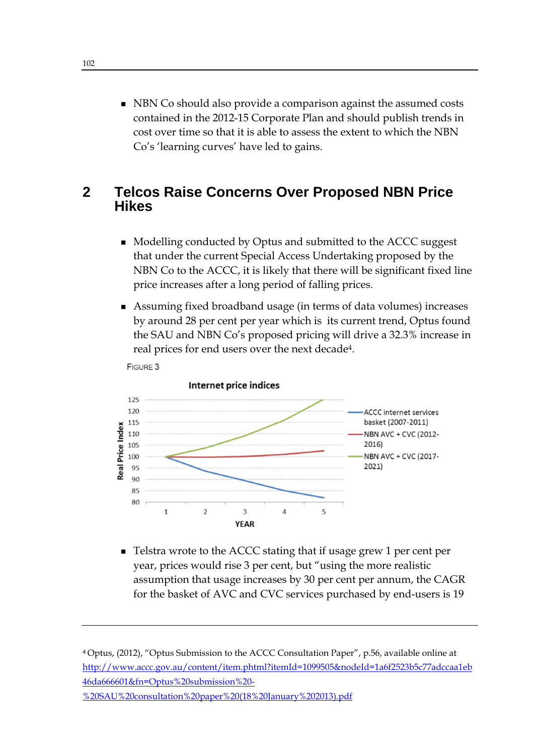- NBN Co should also provide a comparison against the assumed costs contained in the 2012-15 Corporate Plan and should publish trends in cost over time so that it is able to assess the extent to which the NBN Co's 'learning curves' have led to gains.

## 2 Telcos Raise Concerns Over Proposed NBN Price Hikes

- Modelling conducted by Optus and submitted to the ACCC suggest that under the current Special Access Undertaking proposed by the NBN Co to the ACCC, it is likely that there will be significant fixed line price increases after a long period of falling prices.
- Assuming fixed broadband usage (in terms of data volumes) increases by around 28 per cent per year which is its current trend, Optus found the SAU and NBN Co's proposed pricing will drive a 32.3% increase in real prices for end users over the next decade[4].

FIGURE 3

**Internet price indices**

Real Price Index (80–125) by YEAR (1–5):
- ACCC internet services basket (2007-2011)
- NBN AVC + CVC (2012-2016)
- NBN AVC + CVC (2017-2021)

- Telstra wrote to the ACCC stating that if usage grew 1 per cent per year, prices would rise 3 per cent, but "using the more realistic assumption that usage increases by 30 per cent per annum, the CAGR for the basket of AVC and CVC services purchased by end-users is 19

[4] Optus, (2012), "Optus Submission to the ACCC Consultation Paper", p.56, available online at http://www.accc.gov.au/content/item.phtml?itemId=1099505&nodeId=1a6f2523b5c77adccaa1eb46da666601&fn=Optus%20submission%20-%20SAU%20consultation%20paper%20(18%20January%202013).pdf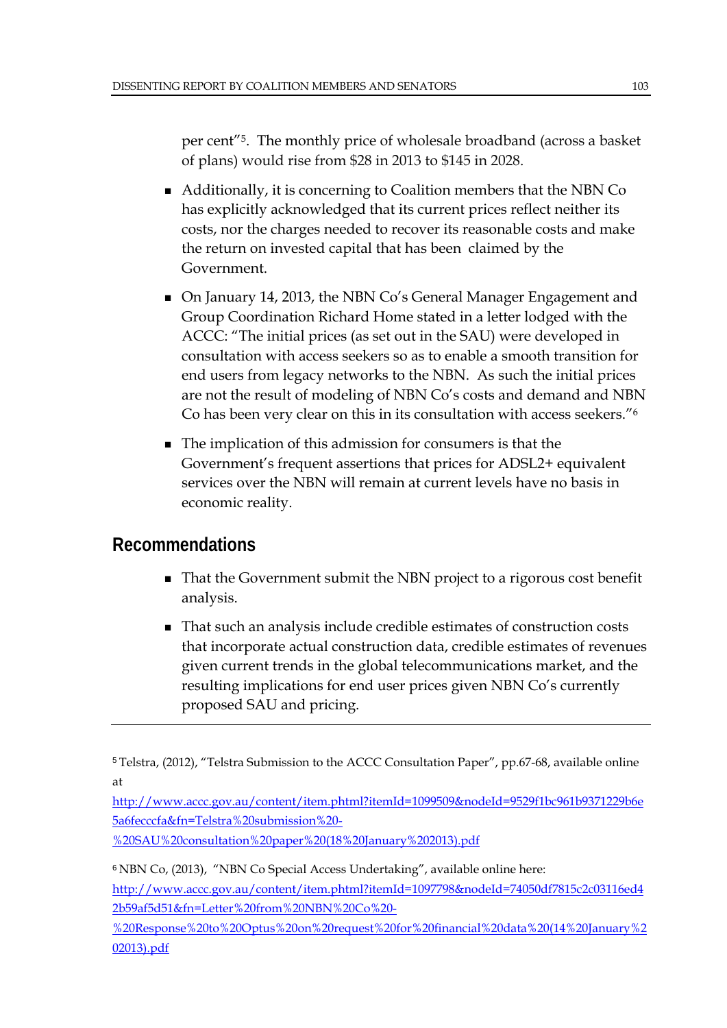per cent"[5]. The monthly price of wholesale broadband (across a basket of plans) would rise from $28 in 2013 to $145 in 2028.

- Additionally, it is concerning to Coalition members that the NBN Co has explicitly acknowledged that its current prices reflect neither its costs, nor the charges needed to recover its reasonable costs and make the return on invested capital that has been claimed by the Government.
- On January 14, 2013, the NBN Co's General Manager Engagement and Group Coordination Richard Home stated in a letter lodged with the ACCC: "The initial prices (as set out in the SAU) were developed in consultation with access seekers so as to enable a smooth transition for end users from legacy networks to the NBN. As such the initial prices are not the result of modeling of NBN Co's costs and demand and NBN Co has been very clear on this in its consultation with access seekers."[6]
- The implication of this admission for consumers is that the Government's frequent assertions that prices for ADSL2+ equivalent services over the NBN will remain at current levels have no basis in economic reality.

## Recommendations

- That the Government submit the NBN project to a rigorous cost benefit analysis.
- That such an analysis include credible estimates of construction costs that incorporate actual construction data, credible estimates of revenues given current trends in the global telecommunications market, and the resulting implications for end user prices given NBN Co's currently proposed SAU and pricing.

---

[5] Telstra, (2012), "Telstra Submission to the ACCC Consultation Paper", pp.67-68, available online at http://www.accc.gov.au/content/item.phtml?itemId=1099509&nodeId=9529f1bc961b9371229b6e5a6fecccfa&fn=Telstra%20submission%20-%20SAU%20consultation%20paper%20(18%20January%202013).pdf

[6] NBN Co, (2013), "NBN Co Special Access Undertaking", available online here: http://www.accc.gov.au/content/item.phtml?itemId=1097798&nodeId=74050df7815c2c03116ed42b59af5d51&fn=Letter%20from%20NBN%20Co%20-%20Response%20to%20Optus%20on%20request%20for%20financial%20data%20(14%20January%202013).pdf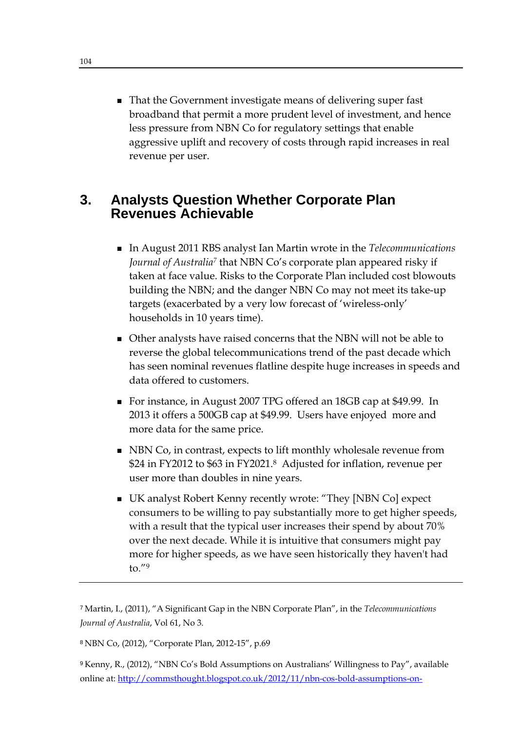- That the Government investigate means of delivering super fast broadband that permit a more prudent level of investment, and hence less pressure from NBN Co for regulatory settings that enable aggressive uplift and recovery of costs through rapid increases in real revenue per user.

## 3. Analysts Question Whether Corporate Plan Revenues Achievable

- In August 2011 RBS analyst Ian Martin wrote in the *Telecommunications Journal of Australia*[7] that NBN Co's corporate plan appeared risky if taken at face value. Risks to the Corporate Plan included cost blowouts building the NBN; and the danger NBN Co may not meet its take-up targets (exacerbated by a very low forecast of 'wireless-only' households in 10 years time).
- Other analysts have raised concerns that the NBN will not be able to reverse the global telecommunications trend of the past decade which has seen nominal revenues flatline despite huge increases in speeds and data offered to customers.
- For instance, in August 2007 TPG offered an 18GB cap at $49.99. In 2013 it offers a 500GB cap at $49.99. Users have enjoyed more and more data for the same price.
- NBN Co, in contrast, expects to lift monthly wholesale revenue from $24 in FY2012 to $63 in FY2021.[8] Adjusted for inflation, revenue per user more than doubles in nine years.
- UK analyst Robert Kenny recently wrote: "They [NBN Co] expect consumers to be willing to pay substantially more to get higher speeds, with a result that the typical user increases their spend by about 70% over the next decade. While it is intuitive that consumers might pay more for higher speeds, as we have seen historically they haven't had to."[9]

---

[7] Martin, I., (2011), "A Significant Gap in the NBN Corporate Plan", in the *Telecommunications Journal of Australia*, Vol 61, No 3.

[8] NBN Co, (2012), "Corporate Plan, 2012-15", p.69

[9] Kenny, R., (2012), "NBN Co's Bold Assumptions on Australians' Willingness to Pay", available online at: http://commsthought.blogspot.co.uk/2012/11/nbn-cos-bold-assumptions-on-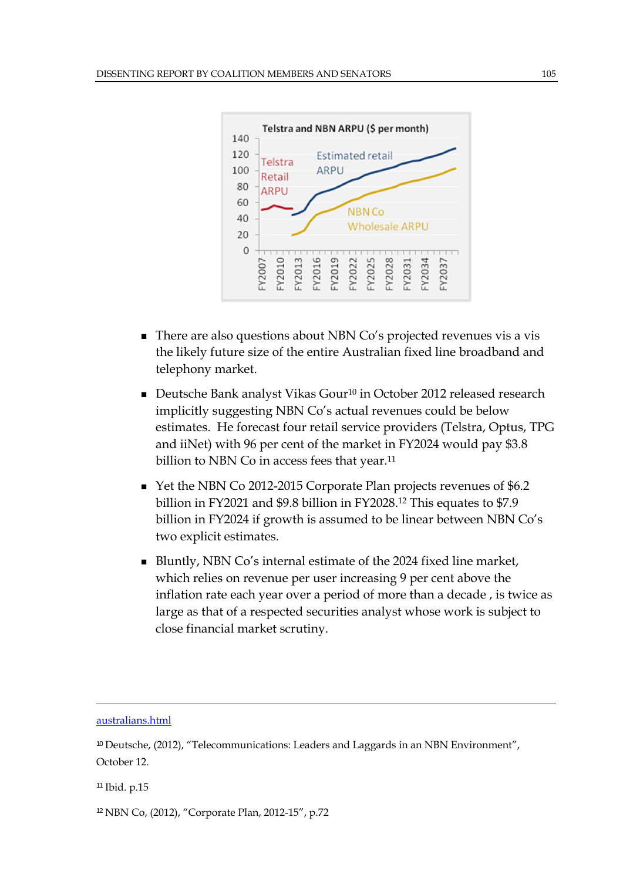- There are also questions about NBN Co's projected revenues vis a vis the likely future size of the entire Australian fixed line broadband and telephony market.
- Deutsche Bank analyst Vikas Gour[10] in October 2012 released research implicitly suggesting NBN Co's actual revenues could be below estimates. He forecast four retail service providers (Telstra, Optus, TPG and iiNet) with 96 per cent of the market in FY2024 would pay $3.8 billion to NBN Co in access fees that year.[11]
- Yet the NBN Co 2012-2015 Corporate Plan projects revenues of $6.2 billion in FY2021 and $9.8 billion in FY2028.[12] This equates to $7.9 billion in FY2024 if growth is assumed to be linear between NBN Co's two explicit estimates.
- Bluntly, NBN Co's internal estimate of the 2024 fixed line market, which relies on revenue per user increasing 9 per cent above the inflation rate each year over a period of more than a decade , is twice as large as that of a respected securities analyst whose work is subject to close financial market scrutiny.

---

australians.html

[10] Deutsche, (2012), "Telecommunications: Leaders and Laggards in an NBN Environment", October 12.

[11] Ibid. p.15

[12] NBN Co, (2012), "Corporate Plan, 2012-15", p.72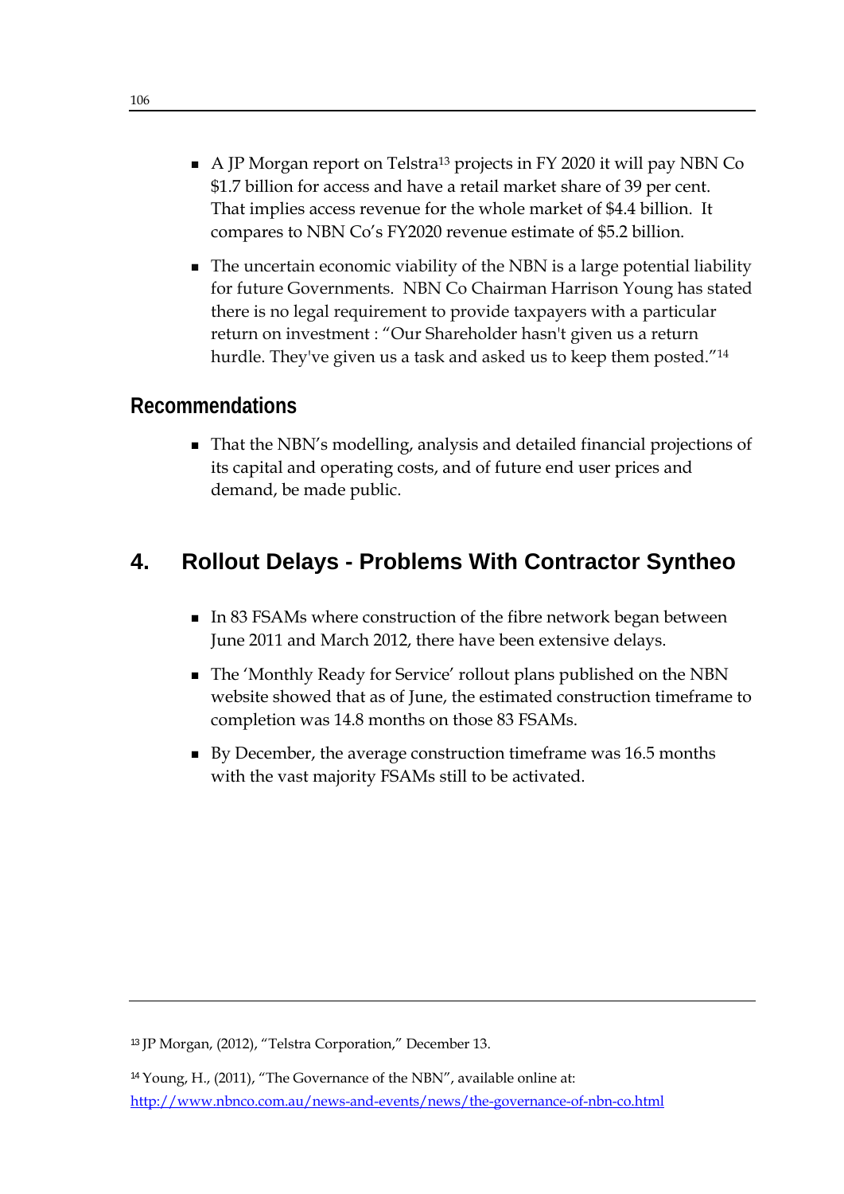- A JP Morgan report on Telstra[13] projects in FY 2020 it will pay NBN Co $1.7 billion for access and have a retail market share of 39 per cent. That implies access revenue for the whole market of $4.4 billion. It compares to NBN Co's FY2020 revenue estimate of $5.2 billion.
- The uncertain economic viability of the NBN is a large potential liability for future Governments. NBN Co Chairman Harrison Young has stated there is no legal requirement to provide taxpayers with a particular return on investment : "Our Shareholder hasn't given us a return hurdle. They've given us a task and asked us to keep them posted."[14]

### Recommendations

- That the NBN's modelling, analysis and detailed financial projections of its capital and operating costs, and of future end user prices and demand, be made public.

## 4. Rollout Delays - Problems With Contractor Syntheo

- In 83 FSAMs where construction of the fibre network began between June 2011 and March 2012, there have been extensive delays.
- The 'Monthly Ready for Service' rollout plans published on the NBN website showed that as of June, the estimated construction timeframe to completion was 14.8 months on those 83 FSAMs.
- By December, the average construction timeframe was 16.5 months with the vast majority FSAMs still to be activated.

---

[13] JP Morgan, (2012), "Telstra Corporation," December 13.

[14] Young, H., (2011), "The Governance of the NBN", available online at: http://www.nbnco.com.au/news-and-events/news/the-governance-of-nbn-co.html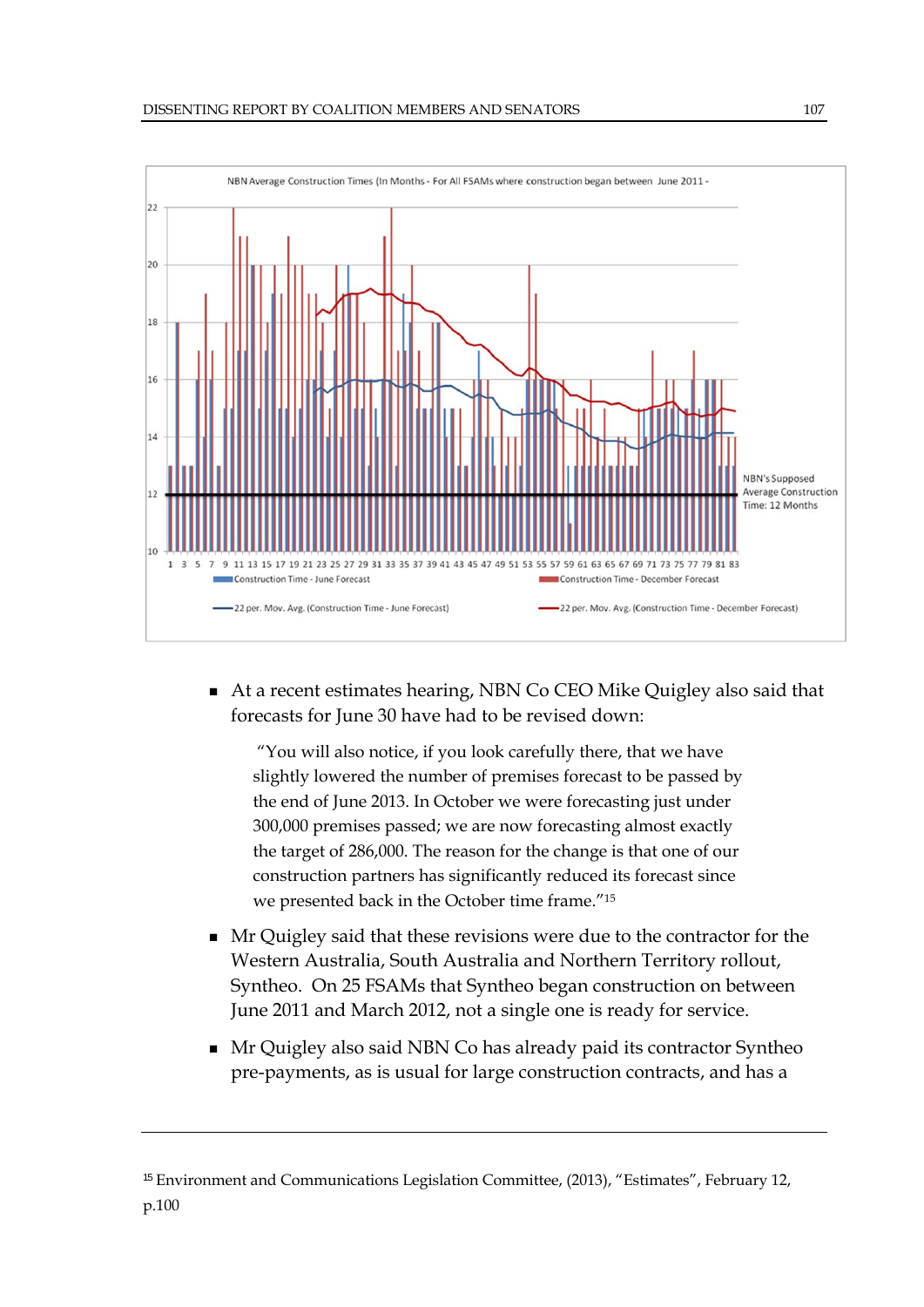NBN Average Construction Times (In Months - For All FSAMs where construction began between June 2011 -

NBN's Supposed Average Construction Time: 12 Months

Construction Time - June Forecast | Construction Time - December Forecast | 22 per. Mov. Avg. (Construction Time - June Forecast) | 22 per. Mov. Avg. (Construction Time - December Forecast)

- At a recent estimates hearing, NBN Co CEO Mike Quigley also said that forecasts for June 30 have had to be revised down:

  > "You will also notice, if you look carefully there, that we have slightly lowered the number of premises forecast to be passed by the end of June 2013. In October we were forecasting just under 300,000 premises passed; we are now forecasting almost exactly the target of 286,000. The reason for the change is that one of our construction partners has significantly reduced its forecast since we presented back in the October time frame."[15]

- Mr Quigley said that these revisions were due to the contractor for the Western Australia, South Australia and Northern Territory rollout, Syntheo. On 25 FSAMs that Syntheo began construction on between June 2011 and March 2012, not a single one is ready for service.

- Mr Quigley also said NBN Co has already paid its contractor Syntheo pre-payments, as is usual for large construction contracts, and has a

---

[15] Environment and Communications Legislation Committee, (2013), "Estimates", February 12, p.100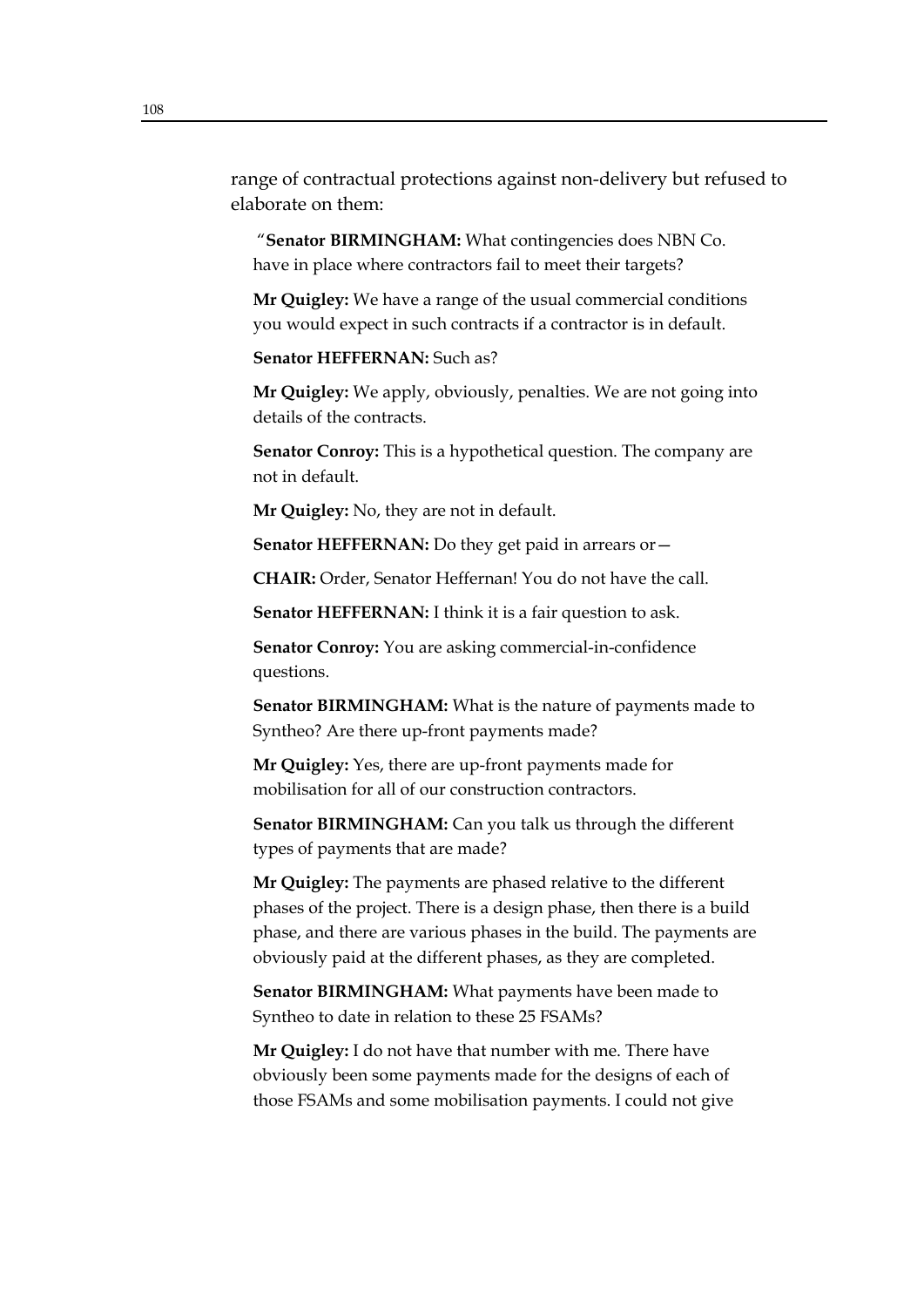range of contractual protections against non-delivery but refused to elaborate on them:

> "**Senator BIRMINGHAM:** What contingencies does NBN Co. have in place where contractors fail to meet their targets?
>
> **Mr Quigley:** We have a range of the usual commercial conditions you would expect in such contracts if a contractor is in default.
>
> **Senator HEFFERNAN:** Such as?
>
> **Mr Quigley:** We apply, obviously, penalties. We are not going into details of the contracts.
>
> **Senator Conroy:** This is a hypothetical question. The company are not in default.
>
> **Mr Quigley:** No, they are not in default.
>
> **Senator HEFFERNAN:** Do they get paid in arrears or—
>
> **CHAIR:** Order, Senator Heffernan! You do not have the call.
>
> **Senator HEFFERNAN:** I think it is a fair question to ask.
>
> **Senator Conroy:** You are asking commercial-in-confidence questions.
>
> **Senator BIRMINGHAM:** What is the nature of payments made to Syntheo? Are there up-front payments made?
>
> **Mr Quigley:** Yes, there are up-front payments made for mobilisation for all of our construction contractors.
>
> **Senator BIRMINGHAM:** Can you talk us through the different types of payments that are made?
>
> **Mr Quigley:** The payments are phased relative to the different phases of the project. There is a design phase, then there is a build phase, and there are various phases in the build. The payments are obviously paid at the different phases, as they are completed.
>
> **Senator BIRMINGHAM:** What payments have been made to Syntheo to date in relation to these 25 FSAMs?
>
> **Mr Quigley:** I do not have that number with me. There have obviously been some payments made for the designs of each of those FSAMs and some mobilisation payments. I could not give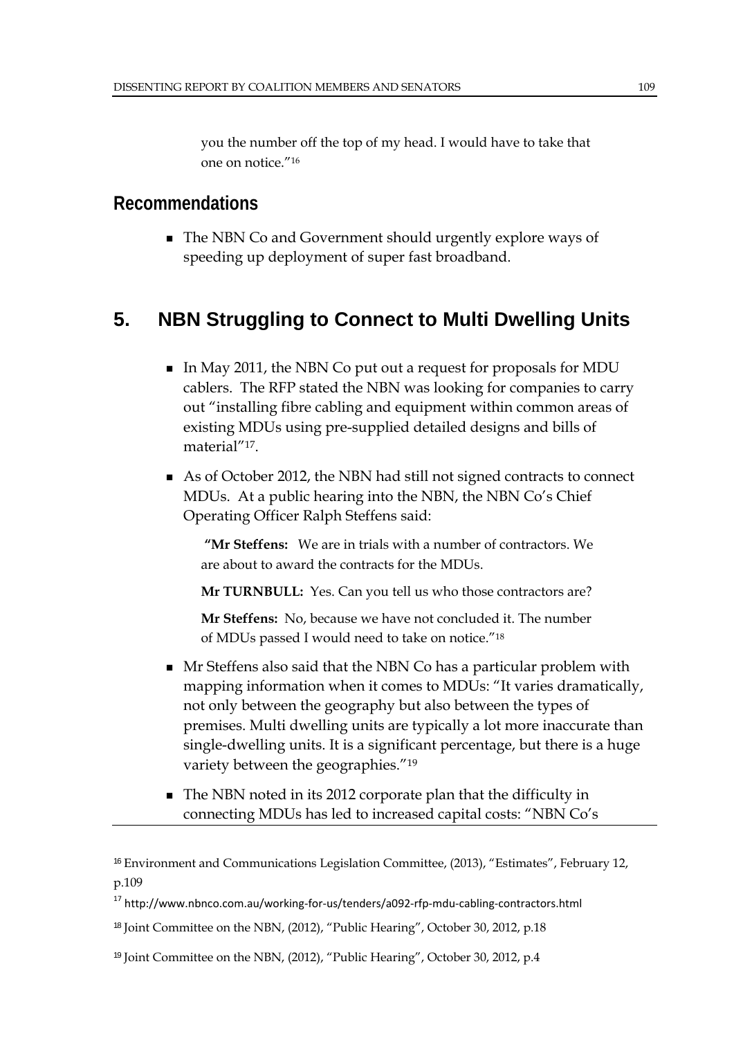you the number off the top of my head. I would have to take that one on notice."[16]

## Recommendations

- The NBN Co and Government should urgently explore ways of speeding up deployment of super fast broadband.

## 5. NBN Struggling to Connect to Multi Dwelling Units

- In May 2011, the NBN Co put out a request for proposals for MDU cablers. The RFP stated the NBN was looking for companies to carry out "installing fibre cabling and equipment within common areas of existing MDUs using pre-supplied detailed designs and bills of material"[17].
- As of October 2012, the NBN had still not signed contracts to connect MDUs. At a public hearing into the NBN, the NBN Co's Chief Operating Officer Ralph Steffens said:

  **"Mr Steffens:** We are in trials with a number of contractors. We are about to award the contracts for the MDUs.

  **Mr TURNBULL:** Yes. Can you tell us who those contractors are?

  **Mr Steffens:** No, because we have not concluded it. The number of MDUs passed I would need to take on notice."[18]

- Mr Steffens also said that the NBN Co has a particular problem with mapping information when it comes to MDUs: "It varies dramatically, not only between the geography but also between the types of premises. Multi dwelling units are typically a lot more inaccurate than single-dwelling units. It is a significant percentage, but there is a huge variety between the geographies."[19]
- The NBN noted in its 2012 corporate plan that the difficulty in connecting MDUs has led to increased capital costs: "NBN Co's

---

[16] Environment and Communications Legislation Committee, (2013), "Estimates", February 12, p.109

[17] http://www.nbnco.com.au/working-for-us/tenders/a092-rfp-mdu-cabling-contractors.html

[18] Joint Committee on the NBN, (2012), "Public Hearing", October 30, 2012, p.18

[19] Joint Committee on the NBN, (2012), "Public Hearing", October 30, 2012, p.4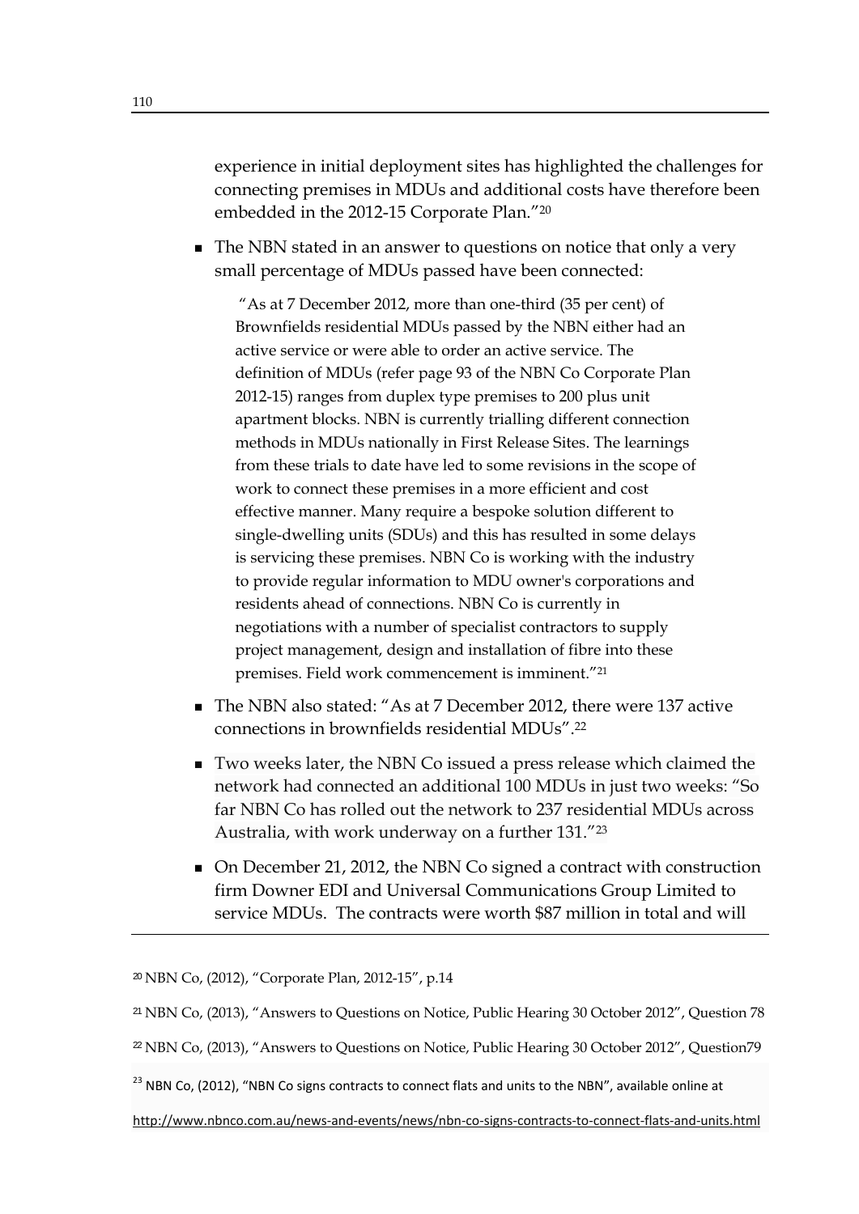experience in initial deployment sites has highlighted the challenges for connecting premises in MDUs and additional costs have therefore been embedded in the 2012-15 Corporate Plan."[20]

- The NBN stated in an answer to questions on notice that only a very small percentage of MDUs passed have been connected:

  > "As at 7 December 2012, more than one-third (35 per cent) of Brownfields residential MDUs passed by the NBN either had an active service or were able to order an active service. The definition of MDUs (refer page 93 of the NBN Co Corporate Plan 2012-15) ranges from duplex type premises to 200 plus unit apartment blocks. NBN is currently trialling different connection methods in MDUs nationally in First Release Sites. The learnings from these trials to date have led to some revisions in the scope of work to connect these premises in a more efficient and cost effective manner. Many require a bespoke solution different to single-dwelling units (SDUs) and this has resulted in some delays is servicing these premises. NBN Co is working with the industry to provide regular information to MDU owner's corporations and residents ahead of connections. NBN Co is currently in negotiations with a number of specialist contractors to supply project management, design and installation of fibre into these premises. Field work commencement is imminent."[21]

- The NBN also stated: "As at 7 December 2012, there were 137 active connections in brownfields residential MDUs".[22]
- Two weeks later, the NBN Co issued a press release which claimed the network had connected an additional 100 MDUs in just two weeks: "So far NBN Co has rolled out the network to 237 residential MDUs across Australia, with work underway on a further 131."[23]
- On December 21, 2012, the NBN Co signed a contract with construction firm Downer EDI and Universal Communications Group Limited to service MDUs. The contracts were worth $87 million in total and will

---

[20] NBN Co, (2012), "Corporate Plan, 2012-15", p.14

[21] NBN Co, (2013), "Answers to Questions on Notice, Public Hearing 30 October 2012", Question 78

[22] NBN Co, (2013), "Answers to Questions on Notice, Public Hearing 30 October 2012", Question79

[23] NBN Co, (2012), "NBN Co signs contracts to connect flats and units to the NBN", available online at http://www.nbnco.com.au/news-and-events/news/nbn-co-signs-contracts-to-connect-flats-and-units.html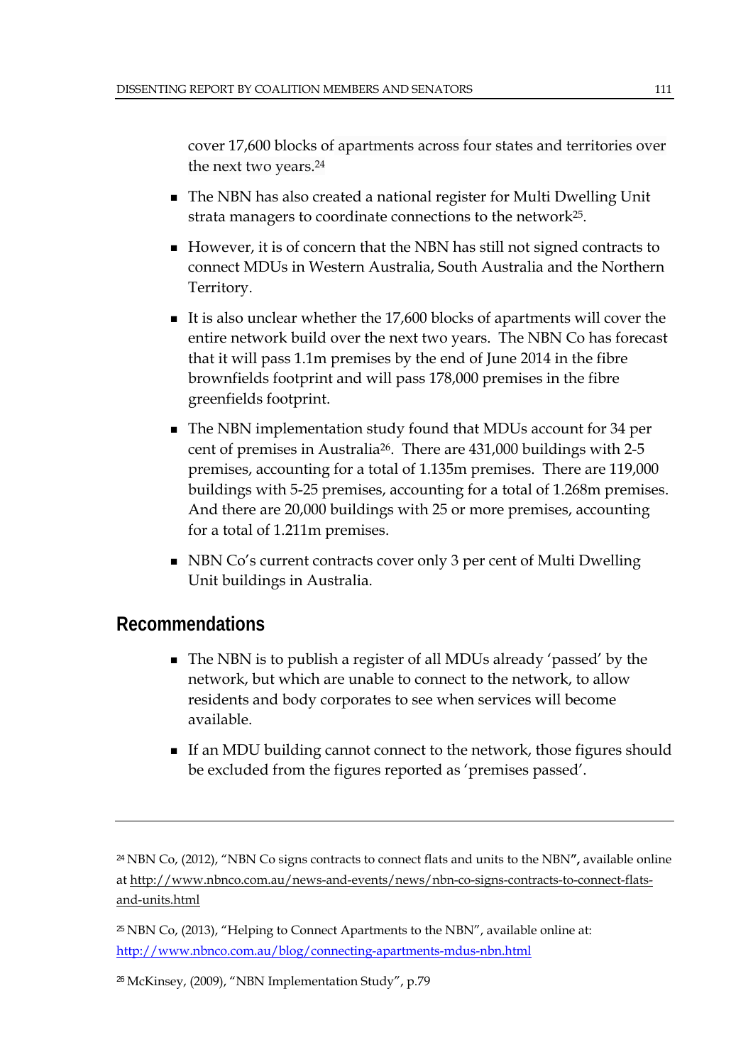cover 17,600 blocks of apartments across four states and territories over the next two years.[24]

- The NBN has also created a national register for Multi Dwelling Unit strata managers to coordinate connections to the network[25].
- However, it is of concern that the NBN has still not signed contracts to connect MDUs in Western Australia, South Australia and the Northern Territory.
- It is also unclear whether the 17,600 blocks of apartments will cover the entire network build over the next two years. The NBN Co has forecast that it will pass 1.1m premises by the end of June 2014 in the fibre brownfields footprint and will pass 178,000 premises in the fibre greenfields footprint.
- The NBN implementation study found that MDUs account for 34 per cent of premises in Australia[26]. There are 431,000 buildings with 2-5 premises, accounting for a total of 1.135m premises. There are 119,000 buildings with 5-25 premises, accounting for a total of 1.268m premises. And there are 20,000 buildings with 25 or more premises, accounting for a total of 1.211m premises.
- NBN Co's current contracts cover only 3 per cent of Multi Dwelling Unit buildings in Australia.

## Recommendations

- The NBN is to publish a register of all MDUs already 'passed' by the network, but which are unable to connect to the network, to allow residents and body corporates to see when services will become available.
- If an MDU building cannot connect to the network, those figures should be excluded from the figures reported as 'premises passed'.

---

[24] NBN Co, (2012), "NBN Co signs contracts to connect flats and units to the NBN", available online at http://www.nbnco.com.au/news-and-events/news/nbn-co-signs-contracts-to-connect-flats-and-units.html

[25] NBN Co, (2013), "Helping to Connect Apartments to the NBN", available online at: http://www.nbnco.com.au/blog/connecting-apartments-mdus-nbn.html

[26] McKinsey, (2009), "NBN Implementation Study", p.79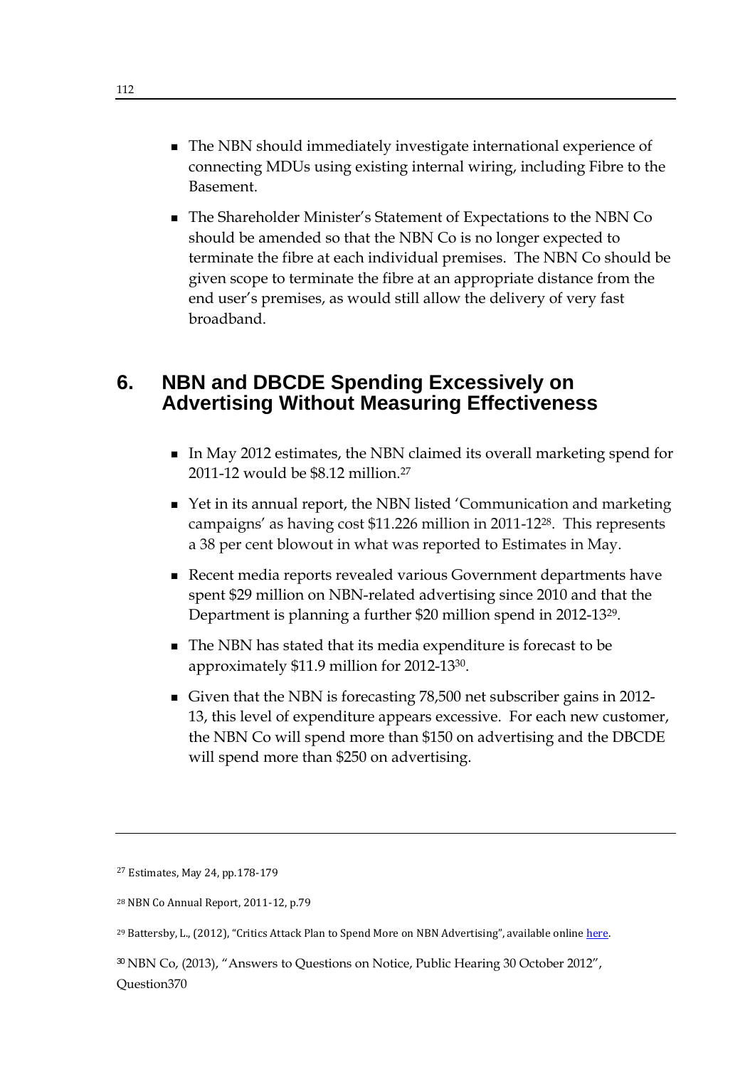- The NBN should immediately investigate international experience of connecting MDUs using existing internal wiring, including Fibre to the Basement.
- The Shareholder Minister's Statement of Expectations to the NBN Co should be amended so that the NBN Co is no longer expected to terminate the fibre at each individual premises. The NBN Co should be given scope to terminate the fibre at an appropriate distance from the end user's premises, as would still allow the delivery of very fast broadband.

## 6. NBN and DBCDE Spending Excessively on Advertising Without Measuring Effectiveness

- In May 2012 estimates, the NBN claimed its overall marketing spend for 2011-12 would be $8.12 million.[27]
- Yet in its annual report, the NBN listed 'Communication and marketing campaigns' as having cost $11.226 million in 2011-12[28]. This represents a 38 per cent blowout in what was reported to Estimates in May.
- Recent media reports revealed various Government departments have spent $29 million on NBN-related advertising since 2010 and that the Department is planning a further $20 million spend in 2012-13[29].
- The NBN has stated that its media expenditure is forecast to be approximately $11.9 million for 2012-13[30].
- Given that the NBN is forecasting 78,500 net subscriber gains in 2012-13, this level of expenditure appears excessive. For each new customer, the NBN Co will spend more than $150 on advertising and the DBCDE will spend more than $250 on advertising.

---

[27] Estimates, May 24, pp.178-179

[28] NBN Co Annual Report, 2011-12, p.79

[29] Battersby, L., (2012), "Critics Attack Plan to Spend More on NBN Advertising", available online here.

[30] NBN Co, (2013), "Answers to Questions on Notice, Public Hearing 30 October 2012", Question370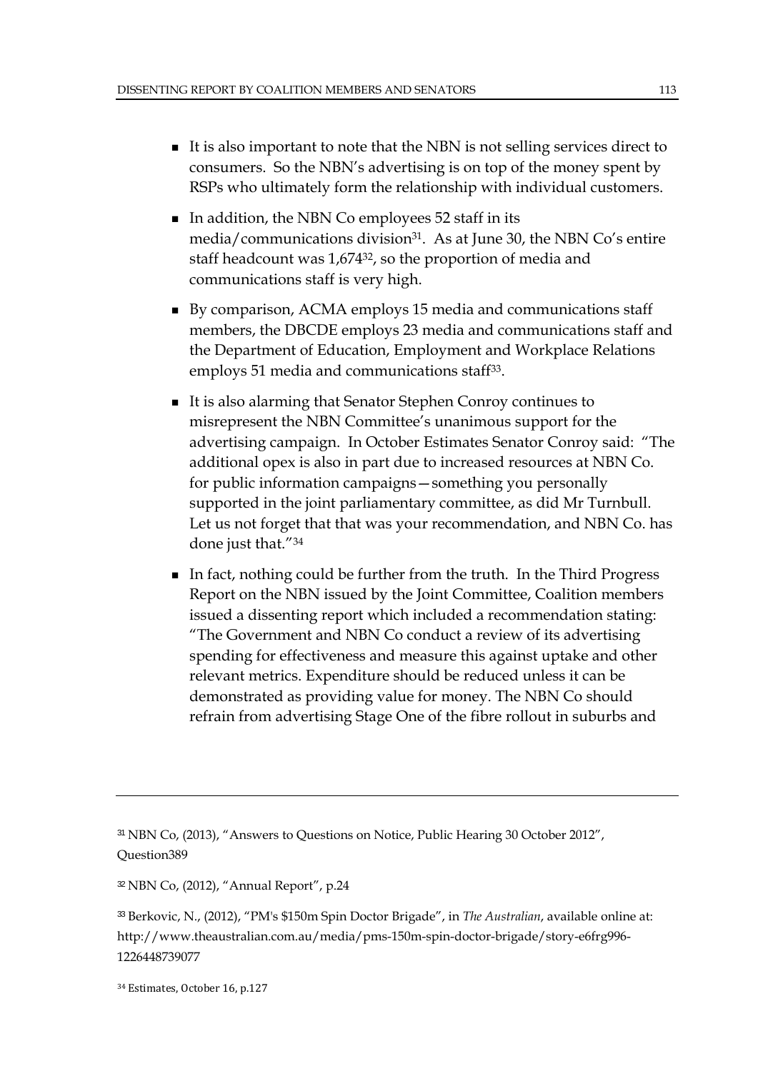- It is also important to note that the NBN is not selling services direct to consumers. So the NBN's advertising is on top of the money spent by RSPs who ultimately form the relationship with individual customers.
- In addition, the NBN Co employees 52 staff in its media/communications division[31]. As at June 30, the NBN Co's entire staff headcount was 1,674[32], so the proportion of media and communications staff is very high.
- By comparison, ACMA employs 15 media and communications staff members, the DBCDE employs 23 media and communications staff and the Department of Education, Employment and Workplace Relations employs 51 media and communications staff[33].
- It is also alarming that Senator Stephen Conroy continues to misrepresent the NBN Committee's unanimous support for the advertising campaign. In October Estimates Senator Conroy said: "The additional opex is also in part due to increased resources at NBN Co. for public information campaigns—something you personally supported in the joint parliamentary committee, as did Mr Turnbull. Let us not forget that that was your recommendation, and NBN Co. has done just that."[34]
- In fact, nothing could be further from the truth. In the Third Progress Report on the NBN issued by the Joint Committee, Coalition members issued a dissenting report which included a recommendation stating: "The Government and NBN Co conduct a review of its advertising spending for effectiveness and measure this against uptake and other relevant metrics. Expenditure should be reduced unless it can be demonstrated as providing value for money. The NBN Co should refrain from advertising Stage One of the fibre rollout in suburbs and

---

[31] NBN Co, (2013), "Answers to Questions on Notice, Public Hearing 30 October 2012", Question389

[32] NBN Co, (2012), "Annual Report", p.24

[33] Berkovic, N., (2012), "PM's $150m Spin Doctor Brigade", in *The Australian*, available online at: http://www.theaustralian.com.au/media/pms-150m-spin-doctor-brigade/story-e6frg996-1226448739077

[34] Estimates, October 16, p.127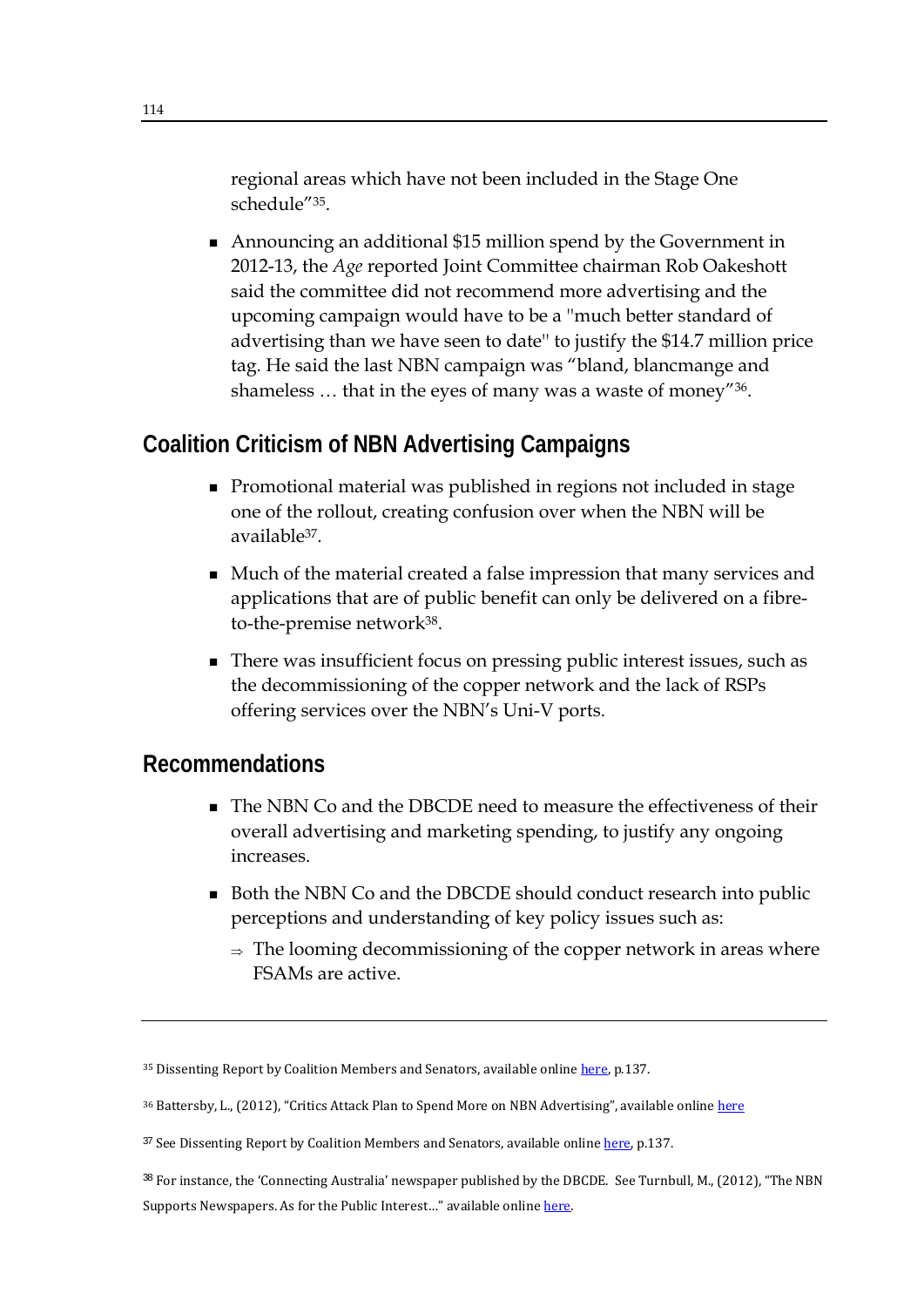regional areas which have not been included in the Stage One schedule"[35].

- Announcing an additional $15 million spend by the Government in 2012-13, the *Age* reported Joint Committee chairman Rob Oakeshott said the committee did not recommend more advertising and the upcoming campaign would have to be a "much better standard of advertising than we have seen to date" to justify the $14.7 million price tag. He said the last NBN campaign was "bland, blancmange and shameless … that in the eyes of many was a waste of money"[36].

## Coalition Criticism of NBN Advertising Campaigns

- Promotional material was published in regions not included in stage one of the rollout, creating confusion over when the NBN will be available[37].
- Much of the material created a false impression that many services and applications that are of public benefit can only be delivered on a fibre-to-the-premise network[38].
- There was insufficient focus on pressing public interest issues, such as the decommissioning of the copper network and the lack of RSPs offering services over the NBN's Uni-V ports.

## Recommendations

- The NBN Co and the DBCDE need to measure the effectiveness of their overall advertising and marketing spending, to justify any ongoing increases.
- Both the NBN Co and the DBCDE should conduct research into public perceptions and understanding of key policy issues such as:
  - ⇒ The looming decommissioning of the copper network in areas where FSAMs are active.

---

[35] Dissenting Report by Coalition Members and Senators, available online here, p.137.

[36] Battersby, L., (2012), "Critics Attack Plan to Spend More on NBN Advertising", available online here

[37] See Dissenting Report by Coalition Members and Senators, available online here, p.137.

[38] For instance, the 'Connecting Australia' newspaper published by the DBCDE. See Turnbull, M., (2012), "The NBN Supports Newspapers. As for the Public Interest…" available online here.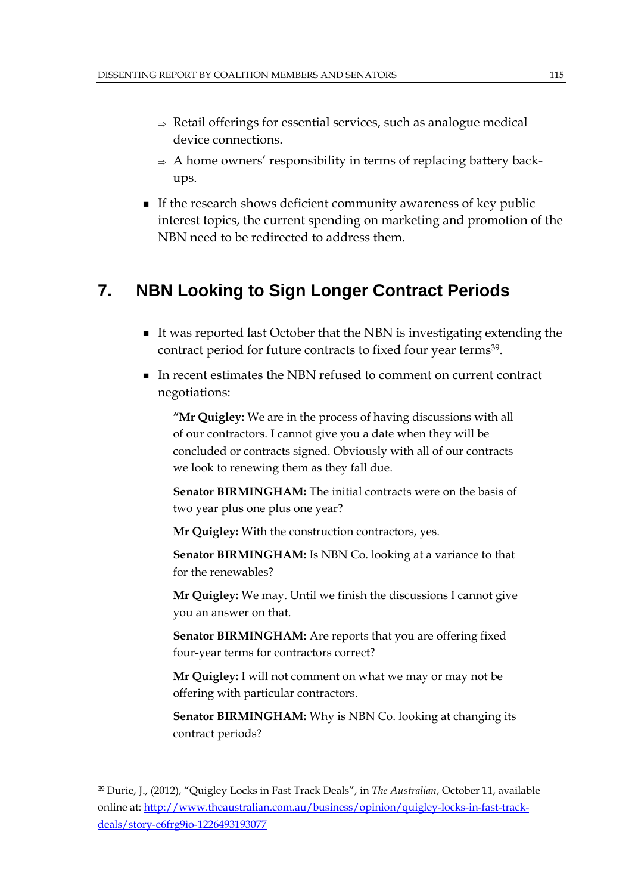- ⇒ Retail offerings for essential services, such as analogue medical device connections.
  - ⇒ A home owners' responsibility in terms of replacing battery back-ups.

- If the research shows deficient community awareness of key public interest topics, the current spending on marketing and promotion of the NBN need to be redirected to address them.

## 7. NBN Looking to Sign Longer Contract Periods

- It was reported last October that the NBN is investigating extending the contract period for future contracts to fixed four year terms[39].
- In recent estimates the NBN refused to comment on current contract negotiations:

> **"Mr Quigley:** We are in the process of having discussions with all of our contractors. I cannot give you a date when they will be concluded or contracts signed. Obviously with all of our contracts we look to renewing them as they fall due.
>
> **Senator BIRMINGHAM:** The initial contracts were on the basis of two year plus one plus one year?
>
> **Mr Quigley:** With the construction contractors, yes.
>
> **Senator BIRMINGHAM:** Is NBN Co. looking at a variance to that for the renewables?
>
> **Mr Quigley:** We may. Until we finish the discussions I cannot give you an answer on that.
>
> **Senator BIRMINGHAM:** Are reports that you are offering fixed four-year terms for contractors correct?
>
> **Mr Quigley:** I will not comment on what we may or may not be offering with particular contractors.
>
> **Senator BIRMINGHAM:** Why is NBN Co. looking at changing its contract periods?

---

[39] Durie, J., (2012), "Quigley Locks in Fast Track Deals", in *The Australian*, October 11, available online at: http://www.theaustralian.com.au/business/opinion/quigley-locks-in-fast-track-deals/story-e6frg9io-1226493193077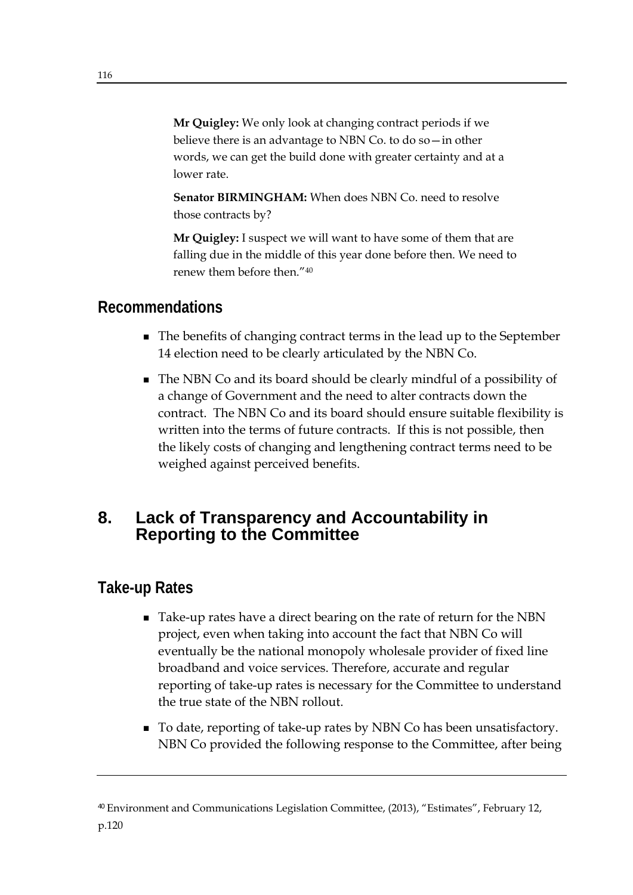**Mr Quigley:** We only look at changing contract periods if we believe there is an advantage to NBN Co. to do so—in other words, we can get the build done with greater certainty and at a lower rate.

**Senator BIRMINGHAM:** When does NBN Co. need to resolve those contracts by?

**Mr Quigley:** I suspect we will want to have some of them that are falling due in the middle of this year done before then. We need to renew them before then."[40]

## Recommendations

- The benefits of changing contract terms in the lead up to the September 14 election need to be clearly articulated by the NBN Co.
- The NBN Co and its board should be clearly mindful of a possibility of a change of Government and the need to alter contracts down the contract. The NBN Co and its board should ensure suitable flexibility is written into the terms of future contracts. If this is not possible, then the likely costs of changing and lengthening contract terms need to be weighed against perceived benefits.

# 8. Lack of Transparency and Accountability in Reporting to the Committee

## Take-up Rates

- Take-up rates have a direct bearing on the rate of return for the NBN project, even when taking into account the fact that NBN Co will eventually be the national monopoly wholesale provider of fixed line broadband and voice services. Therefore, accurate and regular reporting of take-up rates is necessary for the Committee to understand the true state of the NBN rollout.
- To date, reporting of take-up rates by NBN Co has been unsatisfactory. NBN Co provided the following response to the Committee, after being

[40] Environment and Communications Legislation Committee, (2013), "Estimates", February 12, p.120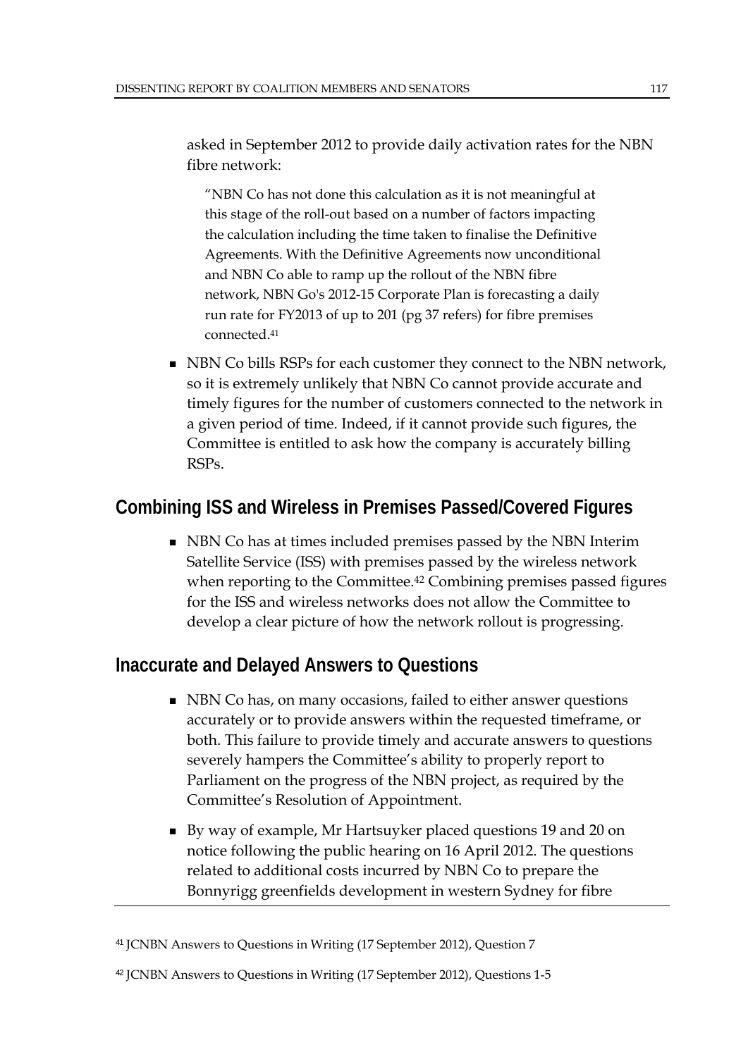asked in September 2012 to provide daily activation rates for the NBN fibre network:

> "NBN Co has not done this calculation as it is not meaningful at this stage of the roll-out based on a number of factors impacting the calculation including the time taken to finalise the Definitive Agreements. With the Definitive Agreements now unconditional and NBN Co able to ramp up the rollout of the NBN fibre network, NBN Go's 2012-15 Corporate Plan is forecasting a daily run rate for FY2013 of up to 201 (pg 37 refers) for fibre premises connected.[41]

- NBN Co bills RSPs for each customer they connect to the NBN network, so it is extremely unlikely that NBN Co cannot provide accurate and timely figures for the number of customers connected to the network in a given period of time. Indeed, if it cannot provide such figures, the Committee is entitled to ask how the company is accurately billing RSPs.

## Combining ISS and Wireless in Premises Passed/Covered Figures

- NBN Co has at times included premises passed by the NBN Interim Satellite Service (ISS) with premises passed by the wireless network when reporting to the Committee.[42] Combining premises passed figures for the ISS and wireless networks does not allow the Committee to develop a clear picture of how the network rollout is progressing.

## Inaccurate and Delayed Answers to Questions

- NBN Co has, on many occasions, failed to either answer questions accurately or to provide answers within the requested timeframe, or both. This failure to provide timely and accurate answers to questions severely hampers the Committee's ability to properly report to Parliament on the progress of the NBN project, as required by the Committee's Resolution of Appointment.
- By way of example, Mr Hartsuyker placed questions 19 and 20 on notice following the public hearing on 16 April 2012. The questions related to additional costs incurred by NBN Co to prepare the Bonnyrigg greenfields development in western Sydney for fibre

[41] JCNBN Answers to Questions in Writing (17 September 2012), Question 7

[42] JCNBN Answers to Questions in Writing (17 September 2012), Questions 1-5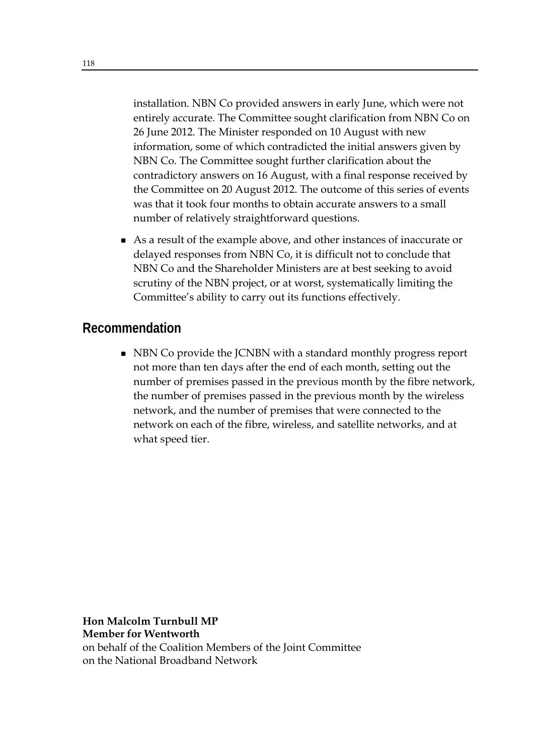installation. NBN Co provided answers in early June, which were not entirely accurate. The Committee sought clarification from NBN Co on 26 June 2012. The Minister responded on 10 August with new information, some of which contradicted the initial answers given by NBN Co. The Committee sought further clarification about the contradictory answers on 16 August, with a final response received by the Committee on 20 August 2012. The outcome of this series of events was that it took four months to obtain accurate answers to a small number of relatively straightforward questions.

- As a result of the example above, and other instances of inaccurate or delayed responses from NBN Co, it is difficult not to conclude that NBN Co and the Shareholder Ministers are at best seeking to avoid scrutiny of the NBN project, or at worst, systematically limiting the Committee's ability to carry out its functions effectively.

## Recommendation

- NBN Co provide the JCNBN with a standard monthly progress report not more than ten days after the end of each month, setting out the number of premises passed in the previous month by the fibre network, the number of premises passed in the previous month by the wireless network, and the number of premises that were connected to the network on each of the fibre, wireless, and satellite networks, and at what speed tier.

**Hon Malcolm Turnbull MP**
**Member for Wentworth**
on behalf of the Coalition Members of the Joint Committee on the National Broadband Network